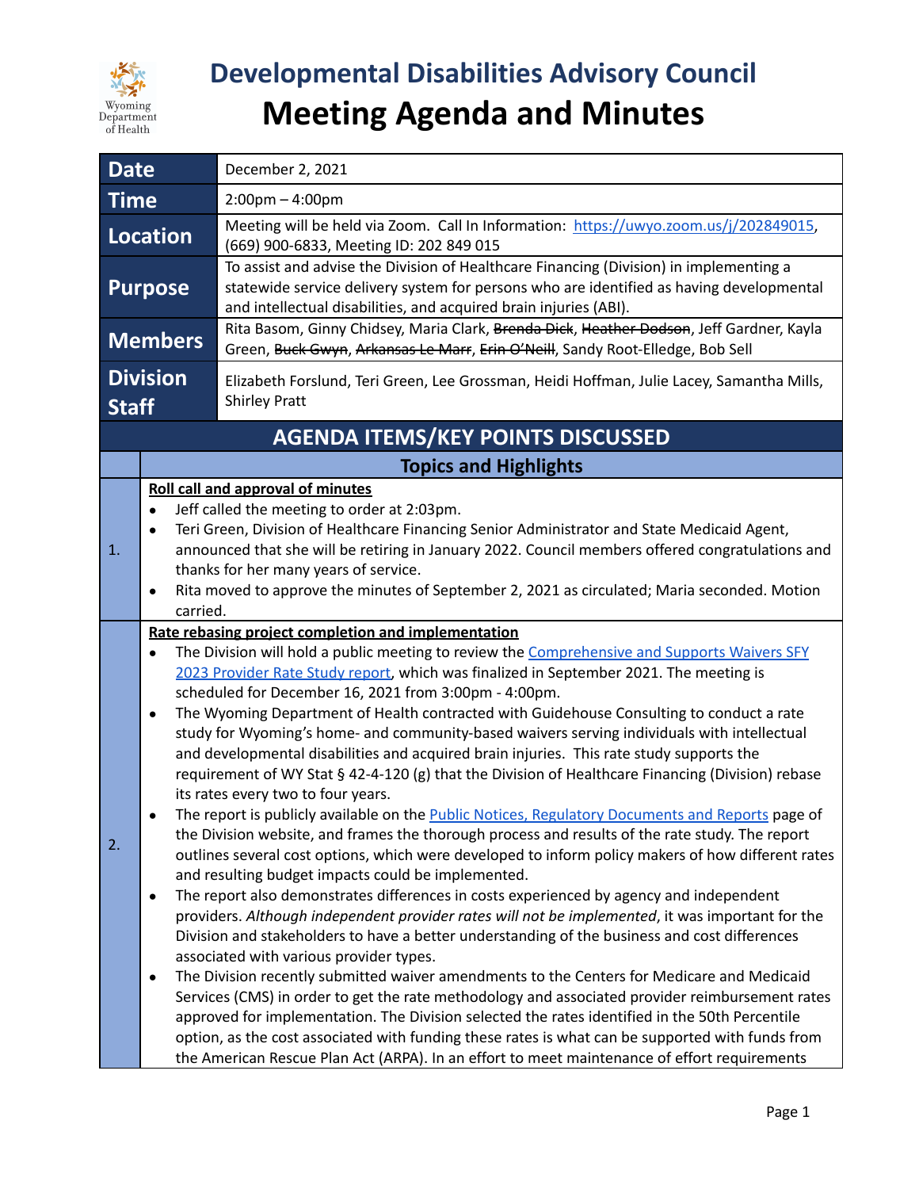# Developmental Disabilities Advisory Council

# Meeting Agenda and Minutes

| | |
|---|---|
| **Date** | December 2, 2021 |
| **Time** | 2:00pm – 4:00pm |
| **Location** | Meeting will be held via Zoom. Call In Information: https://uwyo.zoom.us/j/202849015, (669) 900-6833, Meeting ID: 202 849 015 |
| **Purpose** | To assist and advise the Division of Healthcare Financing (Division) in implementing a statewide service delivery system for persons who are identified as having developmental and intellectual disabilities, and acquired brain injuries (ABI). |
| **Members** | Rita Basom, Ginny Chidsey, Maria Clark, ~~Brenda Dick~~, ~~Heather Dodson~~, Jeff Gardner, Kayla Green, ~~Buck Gwyn~~, ~~Arkansas Le Marr~~, ~~Erin O'Neill~~, Sandy Root-Elledge, Bob Sell |
| **Division Staff** | Elizabeth Forslund, Teri Green, Lee Grossman, Heidi Hoffman, Julie Lacey, Samantha Mills, Shirley Pratt |

## AGENDA ITEMS/KEY POINTS DISCUSSED

| | Topics and Highlights |
|---|---|
| 1. | **Roll call and approval of minutes**<br>• Jeff called the meeting to order at 2:03pm.<br>• Teri Green, Division of Healthcare Financing Senior Administrator and State Medicaid Agent, announced that she will be retiring in January 2022. Council members offered congratulations and thanks for her many years of service.<br>• Rita moved to approve the minutes of September 2, 2021 as circulated; Maria seconded. Motion carried. |
| 2. | **Rate rebasing project completion and implementation**<br>• The Division will hold a public meeting to review the Comprehensive and Supports Waivers SFY 2023 Provider Rate Study report, which was finalized in September 2021. The meeting is scheduled for December 16, 2021 from 3:00pm - 4:00pm.<br>• The Wyoming Department of Health contracted with Guidehouse Consulting to conduct a rate study for Wyoming's home- and community-based waivers serving individuals with intellectual and developmental disabilities and acquired brain injuries. This rate study supports the requirement of WY Stat § 42-4-120 (g) that the Division of Healthcare Financing (Division) rebase its rates every two to four years.<br>• The report is publicly available on the Public Notices, Regulatory Documents and Reports page of the Division website, and frames the thorough process and results of the rate study. The report outlines several cost options, which were developed to inform policy makers of how different rates and resulting budget impacts could be implemented.<br>• The report also demonstrates differences in costs experienced by agency and independent providers. *Although independent provider rates will not be implemented*, it was important for the Division and stakeholders to have a better understanding of the business and cost differences associated with various provider types.<br>• The Division recently submitted waiver amendments to the Centers for Medicare and Medicaid Services (CMS) in order to get the rate methodology and associated provider reimbursement rates approved for implementation. The Division selected the rates identified in the 50th Percentile option, as the cost associated with funding these rates is what can be supported with funds from the American Rescue Plan Act (ARPA). In an effort to meet maintenance of effort requirements |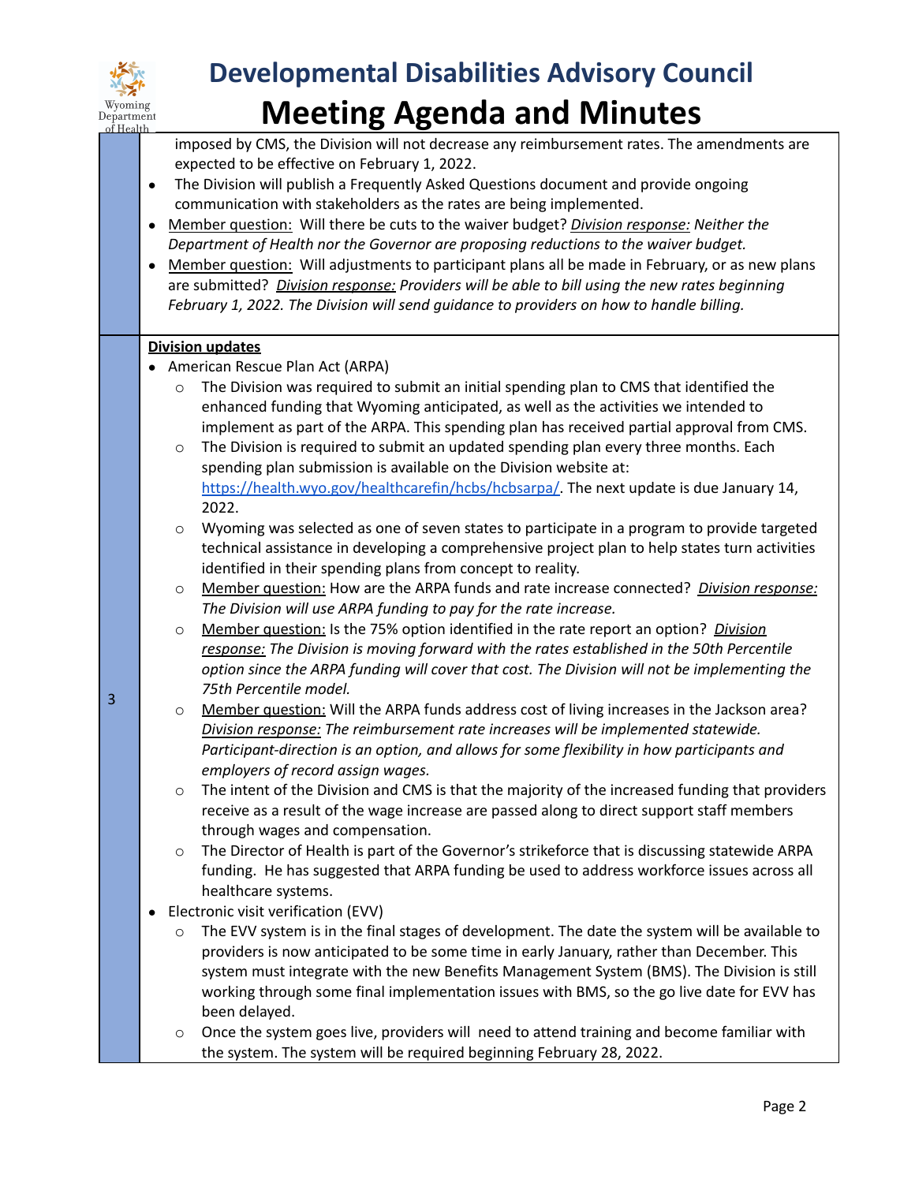| | |
|---|---|
| | imposed by CMS, the Division will not decrease any reimbursement rates. The amendments are expected to be effective on February 1, 2022.<br>• The Division will publish a Frequently Asked Questions document and provide ongoing communication with stakeholders as the rates are being implemented.<br>• Member question: Will there be cuts to the waiver budget? *Division response: Neither the Department of Health nor the Governor are proposing reductions to the waiver budget.*<br>• Member question: Will adjustments to participant plans all be made in February, or as new plans are submitted? *Division response: Providers will be able to bill using the new rates beginning February 1, 2022. The Division will send guidance to providers on how to handle billing.* |
| 3 | **Division updates**<br>• American Rescue Plan Act (ARPA)<br>  ○ The Division was required to submit an initial spending plan to CMS that identified the enhanced funding that Wyoming anticipated, as well as the activities we intended to implement as part of the ARPA. This spending plan has received partial approval from CMS.<br>  ○ The Division is required to submit an updated spending plan every three months. Each spending plan submission is available on the Division website at: https://health.wyo.gov/healthcarefin/hcbs/hcbsarpa/. The next update is due January 14, 2022.<br>  ○ Wyoming was selected as one of seven states to participate in a program to provide targeted technical assistance in developing a comprehensive project plan to help states turn activities identified in their spending plans from concept to reality.<br>  ○ Member question: How are the ARPA funds and rate increase connected? *Division response: The Division will use ARPA funding to pay for the rate increase.*<br>  ○ Member question: Is the 75% option identified in the rate report an option? *Division response: The Division is moving forward with the rates established in the 50th Percentile option since the ARPA funding will cover that cost. The Division will not be implementing the 75th Percentile model.*<br>  ○ Member question: Will the ARPA funds address cost of living increases in the Jackson area? *Division response: The reimbursement rate increases will be implemented statewide. Participant-direction is an option, and allows for some flexibility in how participants and employers of record assign wages.*<br>  ○ The intent of the Division and CMS is that the majority of the increased funding that providers receive as a result of the wage increase are passed along to direct support staff members through wages and compensation.<br>  ○ The Director of Health is part of the Governor's strikeforce that is discussing statewide ARPA funding. He has suggested that ARPA funding be used to address workforce issues across all healthcare systems.<br>• Electronic visit verification (EVV)<br>  ○ The EVV system is in the final stages of development. The date the system will be available to providers is now anticipated to be some time in early January, rather than December. This system must integrate with the new Benefits Management System (BMS). The Division is still working through some final implementation issues with BMS, so the go live date for EVV has been delayed.<br>  ○ Once the system goes live, providers will need to attend training and become familiar with the system. The system will be required beginning February 28, 2022. |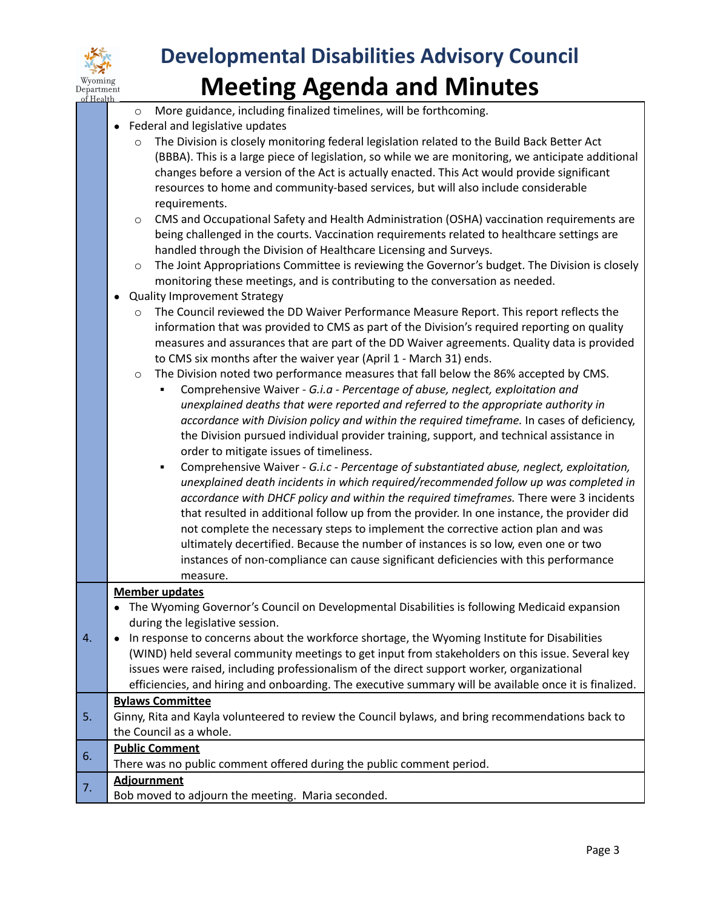| | |
|---|---|
| | - More guidance, including finalized timelines, will be forthcoming.<br>- Federal and legislative updates<br>  - The Division is closely monitoring federal legislation related to the Build Back Better Act (BBBA). This is a large piece of legislation, so while we are monitoring, we anticipate additional changes before a version of the Act is actually enacted. This Act would provide significant resources to home and community-based services, but will also include considerable requirements.<br>  - CMS and Occupational Safety and Health Administration (OSHA) vaccination requirements are being challenged in the courts. Vaccination requirements related to healthcare settings are handled through the Division of Healthcare Licensing and Surveys.<br>  - The Joint Appropriations Committee is reviewing the Governor's budget. The Division is closely monitoring these meetings, and is contributing to the conversation as needed.<br>- Quality Improvement Strategy<br>  - The Council reviewed the DD Waiver Performance Measure Report. This report reflects the information that was provided to CMS as part of the Division's required reporting on quality measures and assurances that are part of the DD Waiver agreements. Quality data is provided to CMS six months after the waiver year (April 1 - March 31) ends.<br>  - The Division noted two performance measures that fall below the 86% accepted by CMS.<br>    - Comprehensive Waiver - *G.i.a - Percentage of abuse, neglect, exploitation and unexplained deaths that were reported and referred to the appropriate authority in accordance with Division policy and within the required timeframe.* In cases of deficiency, the Division pursued individual provider training, support, and technical assistance in order to mitigate issues of timeliness.<br>    - Comprehensive Waiver - *G.i.c - Percentage of substantiated abuse, neglect, exploitation, unexplained death incidents in which required/recommended follow up was completed in accordance with DHCF policy and within the required timeframes.* There were 3 incidents that resulted in additional follow up from the provider. In one instance, the provider did not complete the necessary steps to implement the corrective action plan and was ultimately decertified. Because the number of instances is so low, even one or two instances of non-compliance can cause significant deficiencies with this performance measure. |
| 4. | **Member updates**<br>- The Wyoming Governor's Council on Developmental Disabilities is following Medicaid expansion during the legislative session.<br>- In response to concerns about the workforce shortage, the Wyoming Institute for Disabilities (WIND) held several community meetings to get input from stakeholders on this issue. Several key issues were raised, including professionalism of the direct support worker, organizational efficiencies, and hiring and onboarding. The executive summary will be available once it is finalized. |
| 5. | **Bylaws Committee**<br>Ginny, Rita and Kayla volunteered to review the Council bylaws, and bring recommendations back to the Council as a whole. |
| 6. | **Public Comment**<br>There was no public comment offered during the public comment period. |
| 7. | **Adjournment**<br>Bob moved to adjourn the meeting. Maria seconded. |